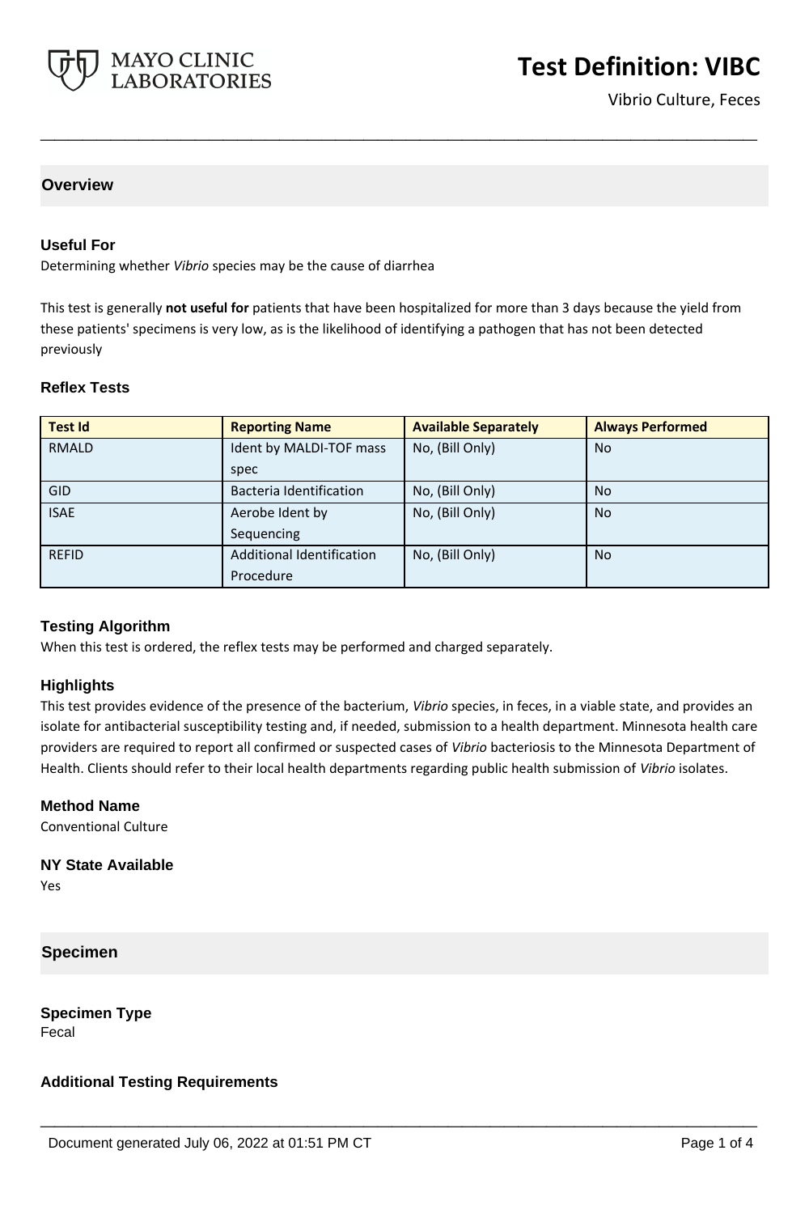# Test Definition: VIBC

Vibrio Culture, Feces

## Overview

### Useful For

Determining whether *Vibrio* species may be the cause of diarrhea

This test is generally **not useful for** patients that have been hospitalized for more than 3 days because the yield from these patients' specimens is very low, as is the likelihood of identifying a pathogen that has not been detected previously

### Reflex Tests

| Test Id | Reporting Name | Available Separately | Always Performed |
|---|---|---|---|
| RMALD | Ident by MALDI-TOF mass spec | No, (Bill Only) | No |
| GID | Bacteria Identification | No, (Bill Only) | No |
| ISAE | Aerobe Ident by Sequencing | No, (Bill Only) | No |
| REFID | Additional Identification Procedure | No, (Bill Only) | No |

### Testing Algorithm

When this test is ordered, the reflex tests may be performed and charged separately.

### Highlights

This test provides evidence of the presence of the bacterium, *Vibrio* species, in feces, in a viable state, and provides an isolate for antibacterial susceptibility testing and, if needed, submission to a health department. Minnesota health care providers are required to report all confirmed or suspected cases of *Vibrio* bacteriosis to the Minnesota Department of Health. Clients should refer to their local health departments regarding public health submission of *Vibrio* isolates.

### Method Name

Conventional Culture

### NY State Available

Yes

## Specimen

### Specimen Type

Fecal

### Additional Testing Requirements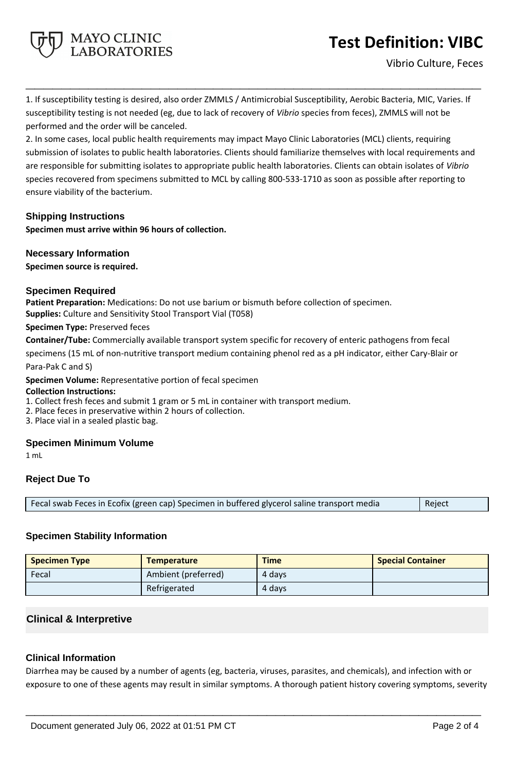1. If susceptibility testing is desired, also order ZMMLS / Antimicrobial Susceptibility, Aerobic Bacteria, MIC, Varies. If susceptibility testing is not needed (eg, due to lack of recovery of *Vibrio* species from feces), ZMMLS will not be performed and the order will be canceled.
2. In some cases, local public health requirements may impact Mayo Clinic Laboratories (MCL) clients, requiring submission of isolates to public health laboratories. Clients should familiarize themselves with local requirements and are responsible for submitting isolates to appropriate public health laboratories. Clients can obtain isolates of *Vibrio* species recovered from specimens submitted to MCL by calling 800-533-1710 as soon as possible after reporting to ensure viability of the bacterium.

### Shipping Instructions

**Specimen must arrive within 96 hours of collection.**

### Necessary Information

**Specimen source is required.**

### Specimen Required

**Patient Preparation:** Medications: Do not use barium or bismuth before collection of specimen.
**Supplies:** Culture and Sensitivity Stool Transport Vial (T058)
**Specimen Type:** Preserved feces
**Container/Tube:** Commercially available transport system specific for recovery of enteric pathogens from fecal specimens (15 mL of non-nutritive transport medium containing phenol red as a pH indicator, either Cary-Blair or Para-Pak C and S)
**Specimen Volume:** Representative portion of fecal specimen
**Collection Instructions:**
1. Collect fresh feces and submit 1 gram or 5 mL in container with transport medium.
2. Place feces in preservative within 2 hours of collection.
3. Place vial in a sealed plastic bag.

### Specimen Minimum Volume

1 mL

### Reject Due To

| | |
|---|---|
| Fecal swab Feces in Ecofix (green cap) Specimen in buffered glycerol saline transport media | Reject |

### Specimen Stability Information

| Specimen Type | Temperature | Time | Special Container |
|---|---|---|---|
| Fecal | Ambient (preferred) | 4 days | |
| | Refrigerated | 4 days | |

## Clinical & Interpretive

### Clinical Information

Diarrhea may be caused by a number of agents (eg, bacteria, viruses, parasites, and chemicals), and infection with or exposure to one of these agents may result in similar symptoms. A thorough patient history covering symptoms, severity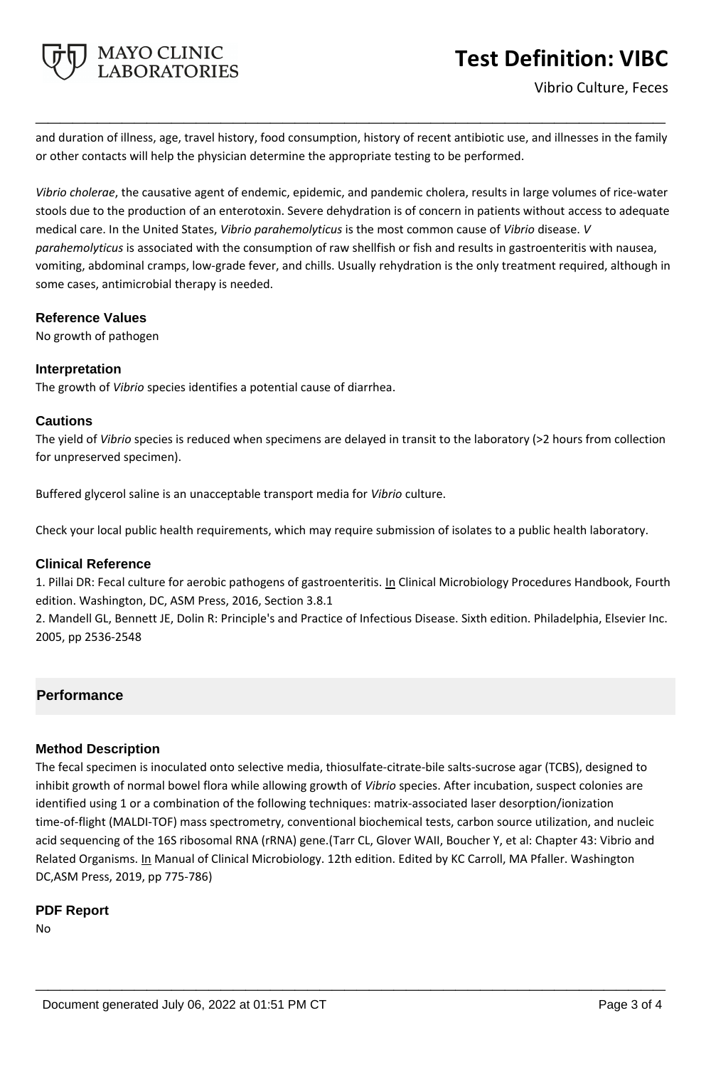and duration of illness, age, travel history, food consumption, history of recent antibiotic use, and illnesses in the family or other contacts will help the physician determine the appropriate testing to be performed.

*Vibrio cholerae*, the causative agent of endemic, epidemic, and pandemic cholera, results in large volumes of rice-water stools due to the production of an enterotoxin. Severe dehydration is of concern in patients without access to adequate medical care. In the United States, *Vibrio parahemolyticus* is the most common cause of *Vibrio* disease. *V parahemolyticus* is associated with the consumption of raw shellfish or fish and results in gastroenteritis with nausea, vomiting, abdominal cramps, low-grade fever, and chills. Usually rehydration is the only treatment required, although in some cases, antimicrobial therapy is needed.

### Reference Values

No growth of pathogen

### Interpretation

The growth of *Vibrio* species identifies a potential cause of diarrhea.

### Cautions

The yield of *Vibrio* species is reduced when specimens are delayed in transit to the laboratory (>2 hours from collection for unpreserved specimen).

Buffered glycerol saline is an unacceptable transport media for *Vibrio* culture.

Check your local public health requirements, which may require submission of isolates to a public health laboratory.

### Clinical Reference

1. Pillai DR: Fecal culture for aerobic pathogens of gastroenteritis. In Clinical Microbiology Procedures Handbook, Fourth edition. Washington, DC, ASM Press, 2016, Section 3.8.1
2. Mandell GL, Bennett JE, Dolin R: Principle's and Practice of Infectious Disease. Sixth edition. Philadelphia, Elsevier Inc. 2005, pp 2536-2548

## Performance

### Method Description

The fecal specimen is inoculated onto selective media, thiosulfate-citrate-bile salts-sucrose agar (TCBS), designed to inhibit growth of normal bowel flora while allowing growth of *Vibrio* species. After incubation, suspect colonies are identified using 1 or a combination of the following techniques: matrix-associated laser desorption/ionization time-of-flight (MALDI-TOF) mass spectrometry, conventional biochemical tests, carbon source utilization, and nucleic acid sequencing of the 16S ribosomal RNA (rRNA) gene.(Tarr CL, Glover WAII, Boucher Y, et al: Chapter 43: Vibrio and Related Organisms. In Manual of Clinical Microbiology. 12th edition. Edited by KC Carroll, MA Pfaller. Washington DC,ASM Press, 2019, pp 775-786)

### PDF Report

No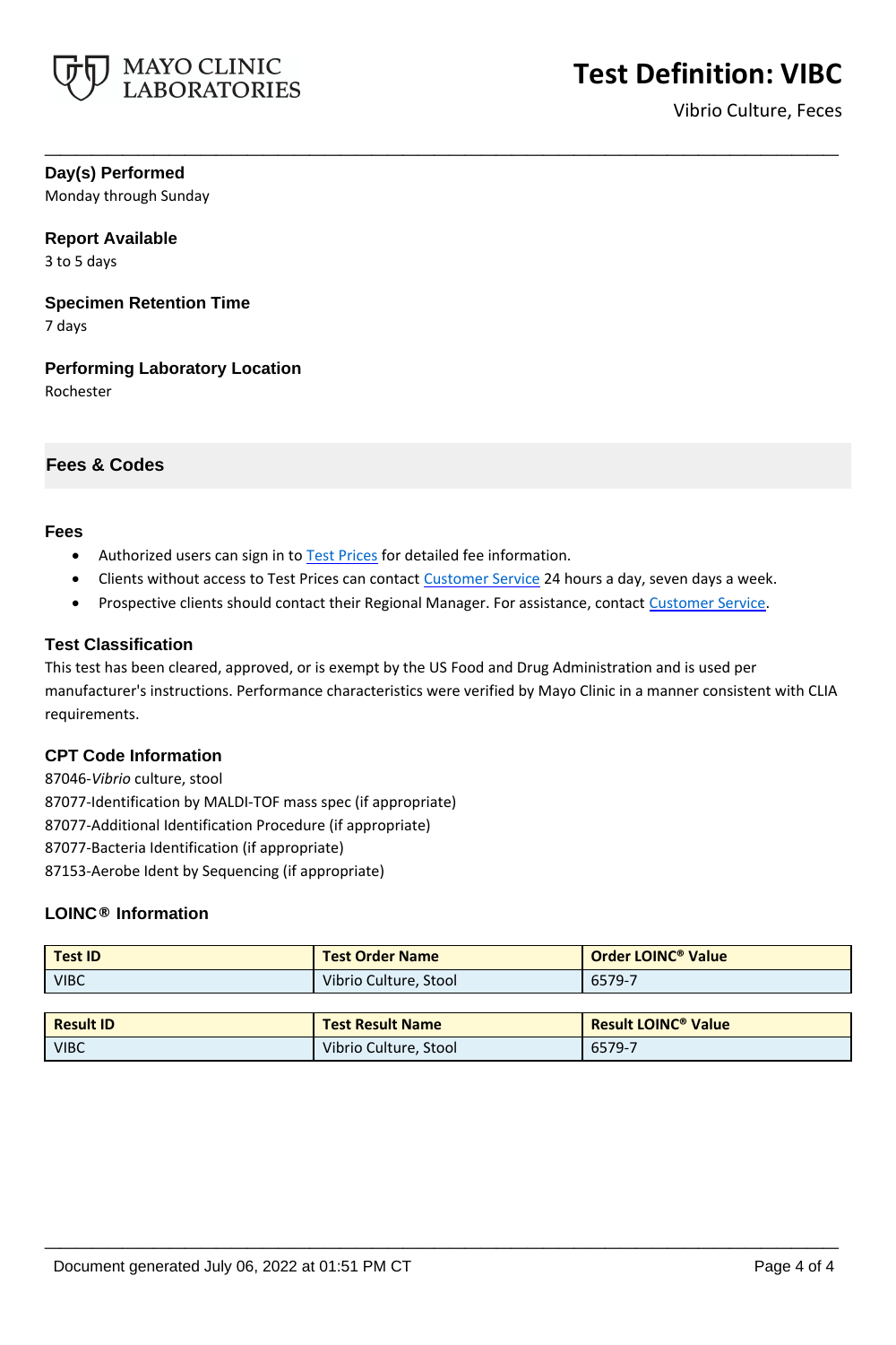### Day(s) Performed

Monday through Sunday

### Report Available

3 to 5 days

### Specimen Retention Time

7 days

### Performing Laboratory Location

Rochester

## Fees & Codes

### Fees

- Authorized users can sign in to Test Prices for detailed fee information.
- Clients without access to Test Prices can contact Customer Service 24 hours a day, seven days a week.
- Prospective clients should contact their Regional Manager. For assistance, contact Customer Service.

### Test Classification

This test has been cleared, approved, or is exempt by the US Food and Drug Administration and is used per manufacturer's instructions. Performance characteristics were verified by Mayo Clinic in a manner consistent with CLIA requirements.

### CPT Code Information

87046-*Vibrio* culture, stool
87077-Identification by MALDI-TOF mass spec (if appropriate)
87077-Additional Identification Procedure (if appropriate)
87077-Bacteria Identification (if appropriate)
87153-Aerobe Ident by Sequencing (if appropriate)

### LOINC® Information

| Test ID | Test Order Name | Order LOINC® Value |
|---|---|---|
| VIBC | Vibrio Culture, Stool | 6579-7 |

| Result ID | Test Result Name | Result LOINC® Value |
|---|---|---|
| VIBC | Vibrio Culture, Stool | 6579-7 |